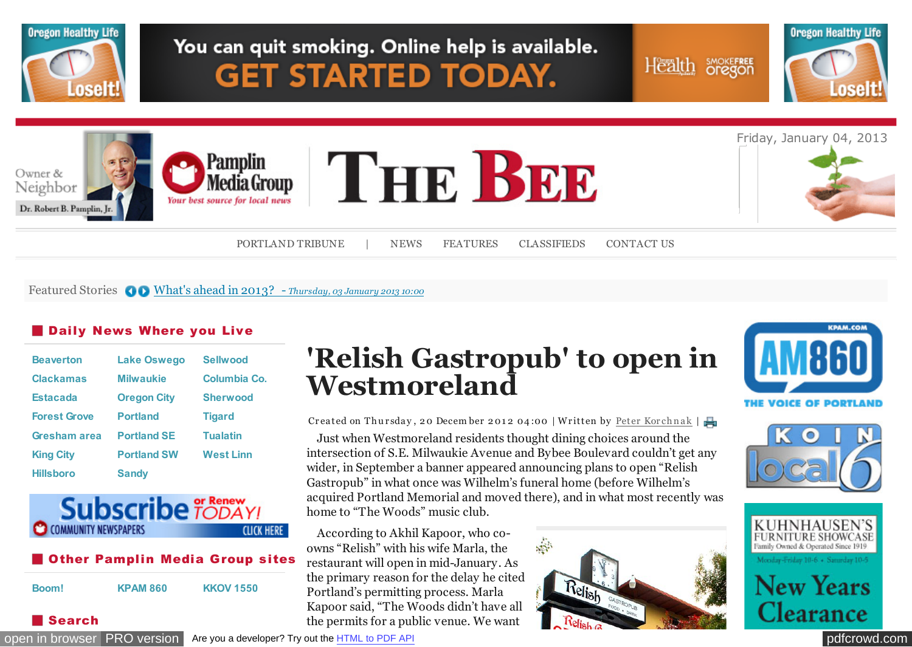# 'Relish Gastropub' to open in Westmoreland

Created on Thursday, 20 December 2012 04:00 | Written by Peter Korchnak |

Just when Westmoreland residents thought dining choices around the intersection of S.E. Milwaukie Avenue and Bybee Boulevard couldn't get any wider, in September a banner appeared announcing plans to open "Relish Gastropub" in what once was Wilhelm's funeral home (before Wilhelm's acquired Portland Memorial and moved there), and in what most recently was home to "The Woods" music club.

According to Akhil Kapoor, who co-owns "Relish" with his wife Marla, the restaurant will open in mid-January. As the primary reason for the delay he cited Portland's permitting process. Marla Kapoor said, "The Woods didn't have all the permits for a public venue. We want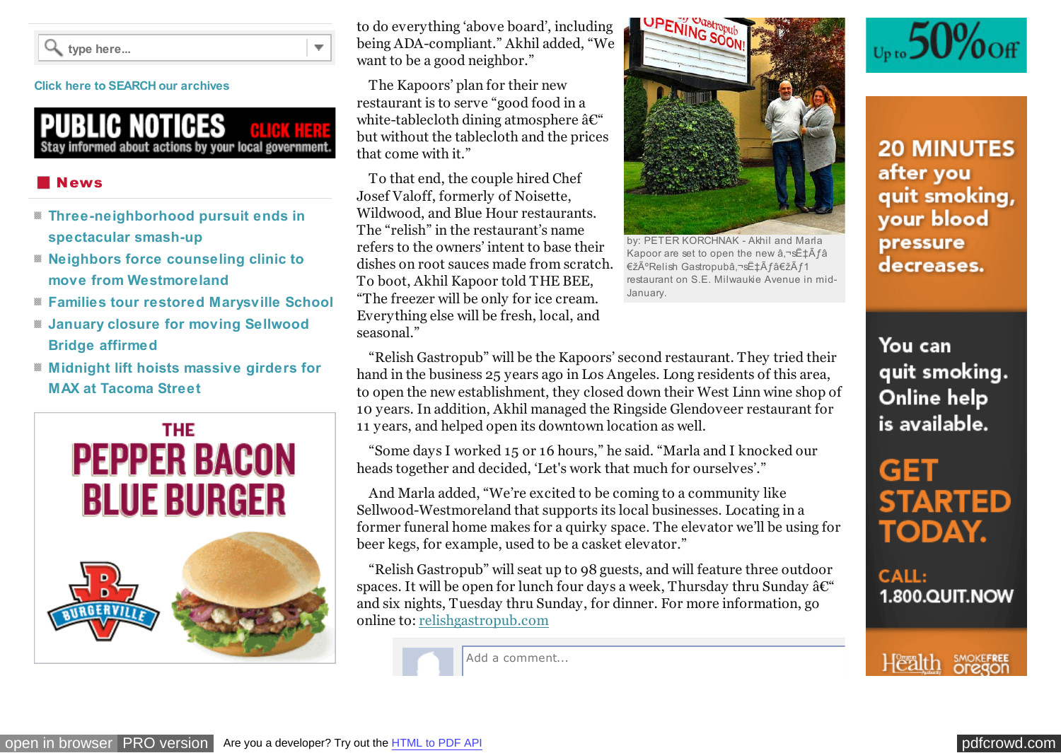to do everything 'above board', including being ADA-compliant." Akhil added, "We want to be a good neighbor."

The Kapoors' plan for their new restaurant is to serve "good food in a white-tablecloth dining atmosphere â€" but without the tablecloth and the prices that come with it."

To that end, the couple hired Chef Josef Valoff, formerly of Noisette, Wildwood, and Blue Hour restaurants. The "relish" in the restaurant's name refers to the owners' intent to base their dishes on root sauces made from scratch. To boot, Akhil Kapoor told THE BEE, "The freezer will be only for ice cream. Everything else will be fresh, local, and seasonal."

by: PETER KORCHNAK - Akhil and Marla Kapoor are set to open the new â‚¬Ëœ€žÃ°Relish Gastropubâ‚¬Ëœ restaurant on S.E. Milwaukie Avenue in mid-January.

"Relish Gastropub" will be the Kapoors' second restaurant. They tried their hand in the business 25 years ago in Los Angeles. Long residents of this area, to open the new establishment, they closed down their West Linn wine shop of 10 years. In addition, Akhil managed the Ringside Glendoveer restaurant for 11 years, and helped open its downtown location as well.

"Some days I worked 15 or 16 hours," he said. "Marla and I knocked our heads together and decided, 'Let's work that much for ourselves'."

And Marla added, "We're excited to be coming to a community like Sellwood-Westmoreland that supports its local businesses. Locating in a former funeral home makes for a quirky space. The elevator we'll be using for beer kegs, for example, used to be a casket elevator."

"Relish Gastropub" will seat up to 98 guests, and will feature three outdoor spaces. It will be open for lunch four days a week, Thursday thru Sunday â€" and six nights, Tuesday thru Sunday, for dinner. For more information, go online to: relishgastropub.com

Click here to SEARCH our archives

## News

- Three-neighborhood pursuit ends in spectacular smash-up
- Neighbors force counseling clinic to move from Westmoreland
- Families tour restored Marysville School
- January closure for moving Sellwood Bridge affirmed
- Midnight lift hoists massive girders for MAX at Tacoma Street